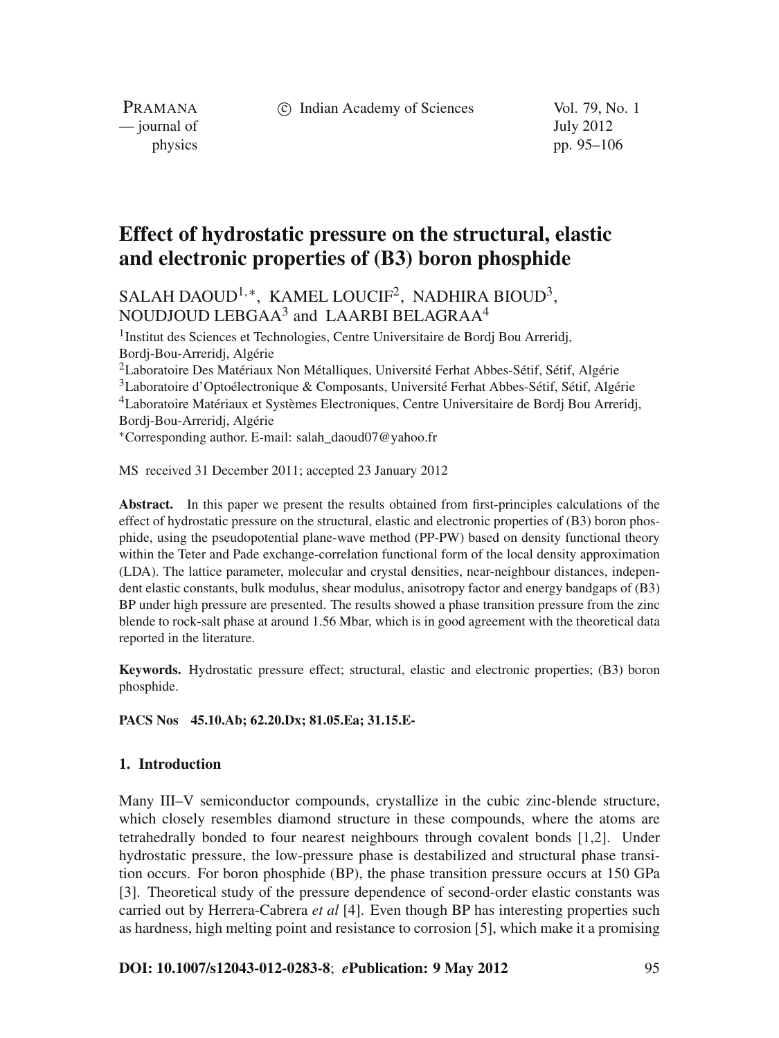# Effect of hydrostatic pressure on the structural, elastic and electronic properties of (B3) boron phosphide

SALAH DAOUD[1,*], KAMEL LOUCIF[2], NADHIRA BIOUD[3], NOUDJOUD LEBGAA[3] and LAARBI BELAGRAA[4]

[1]Institut des Sciences et Technologies, Centre Universitaire de Bordj Bou Arreridj, Bordj-Bou-Arreridj, Algérie

[2]Laboratoire Des Matériaux Non Métalliques, Université Ferhat Abbes-Sétif, Sétif, Algérie

[3]Laboratoire d'Optoélectronique & Composants, Université Ferhat Abbes-Sétif, Sétif, Algérie

[4]Laboratoire Matériaux et Systèmes Electroniques, Centre Universitaire de Bordj Bou Arreridj, Bordj-Bou-Arreridj, Algérie

[*]Corresponding author. E-mail: salah_daoud07@yahoo.fr

MS received 31 December 2011; accepted 23 January 2012

**Abstract.** In this paper we present the results obtained from first-principles calculations of the effect of hydrostatic pressure on the structural, elastic and electronic properties of (B3) boron phosphide, using the pseudopotential plane-wave method (PP-PW) based on density functional theory within the Teter and Pade exchange-correlation functional form of the local density approximation (LDA). The lattice parameter, molecular and crystal densities, near-neighbour distances, independent elastic constants, bulk modulus, shear modulus, anisotropy factor and energy bandgaps of (B3) BP under high pressure are presented. The results showed a phase transition pressure from the zinc blende to rock-salt phase at around 1.56 Mbar, which is in good agreement with the theoretical data reported in the literature.

**Keywords.** Hydrostatic pressure effect; structural, elastic and electronic properties; (B3) boron phosphide.

**PACS Nos** 45.10.Ab; 62.20.Dx; 81.05.Ea; 31.15.E-

## 1. Introduction

Many III–V semiconductor compounds, crystallize in the cubic zinc-blende structure, which closely resembles diamond structure in these compounds, where the atoms are tetrahedrally bonded to four nearest neighbours through covalent bonds [1,2]. Under hydrostatic pressure, the low-pressure phase is destabilized and structural phase transition occurs. For boron phosphide (BP), the phase transition pressure occurs at 150 GPa [3]. Theoretical study of the pressure dependence of second-order elastic constants was carried out by Herrera-Cabrera *et al* [4]. Even though BP has interesting properties such as hardness, high melting point and resistance to corrosion [5], which make it a promising

**DOI: 10.1007/s12043-012-0283-8**; ***e*Publication: 9 May 2012**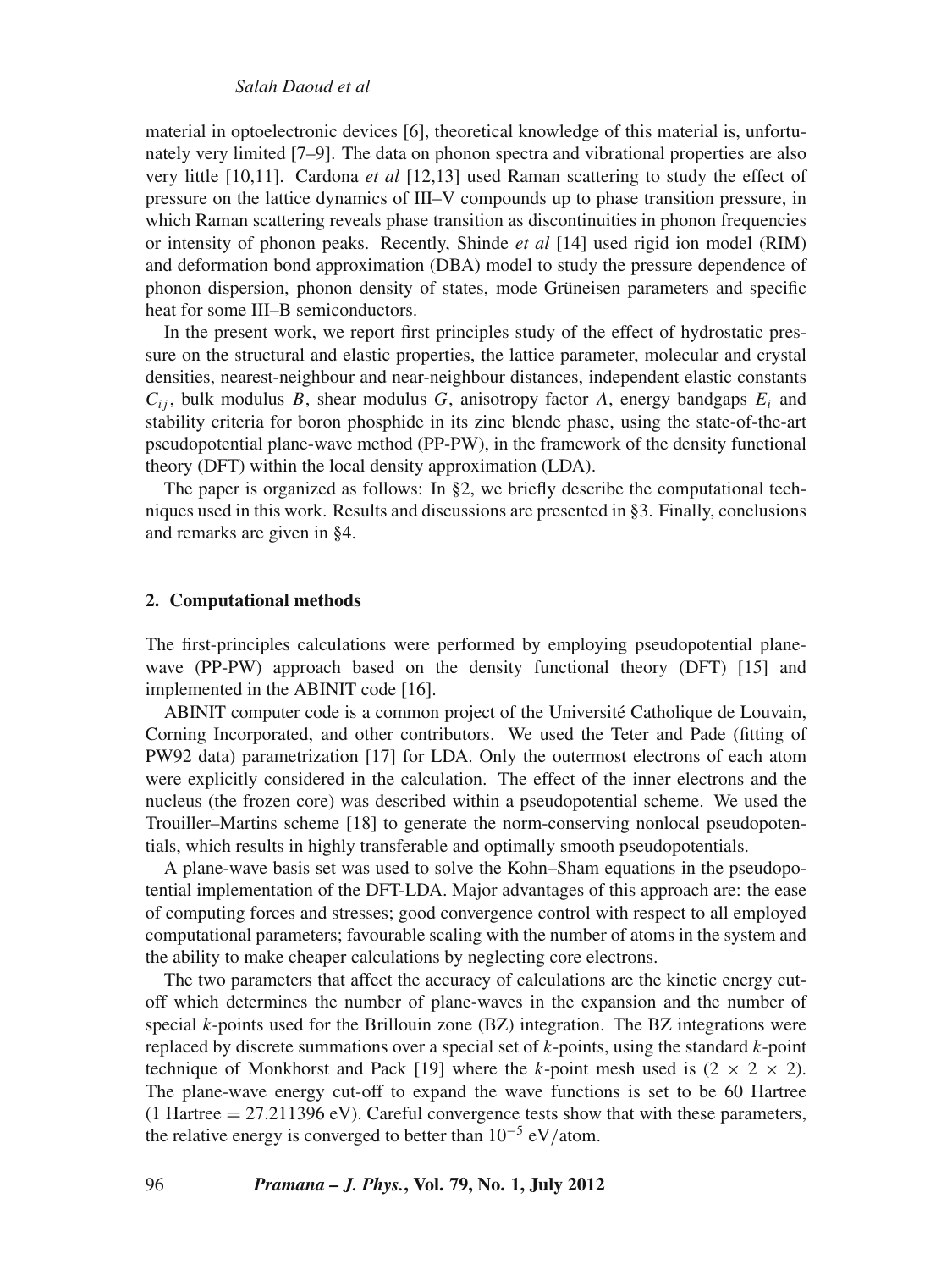material in optoelectronic devices [6], theoretical knowledge of this material is, unfortunately very limited [7–9]. The data on phonon spectra and vibrational properties are also very little [10,11]. Cardona *et al* [12,13] used Raman scattering to study the effect of pressure on the lattice dynamics of III–V compounds up to phase transition pressure, in which Raman scattering reveals phase transition as discontinuities in phonon frequencies or intensity of phonon peaks. Recently, Shinde *et al* [14] used rigid ion model (RIM) and deformation bond approximation (DBA) model to study the pressure dependence of phonon dispersion, phonon density of states, mode Grüneisen parameters and specific heat for some III–B semiconductors.

In the present work, we report first principles study of the effect of hydrostatic pressure on the structural and elastic properties, the lattice parameter, molecular and crystal densities, nearest-neighbour and near-neighbour distances, independent elastic constants $C_{ij}$, bulk modulus $B$, shear modulus $G$, anisotropy factor $A$, energy bandgaps $E_i$ and stability criteria for boron phosphide in its zinc blende phase, using the state-of-the-art pseudopotential plane-wave method (PP-PW), in the framework of the density functional theory (DFT) within the local density approximation (LDA).

The paper is organized as follows: In §2, we briefly describe the computational techniques used in this work. Results and discussions are presented in §3. Finally, conclusions and remarks are given in §4.

## 2. Computational methods

The first-principles calculations were performed by employing pseudopotential plane-wave (PP-PW) approach based on the density functional theory (DFT) [15] and implemented in the ABINIT code [16].

ABINIT computer code is a common project of the Université Catholique de Louvain, Corning Incorporated, and other contributors. We used the Teter and Pade (fitting of PW92 data) parametrization [17] for LDA. Only the outermost electrons of each atom were explicitly considered in the calculation. The effect of the inner electrons and the nucleus (the frozen core) was described within a pseudopotential scheme. We used the Trouiller–Martins scheme [18] to generate the norm-conserving nonlocal pseudopotentials, which results in highly transferable and optimally smooth pseudopotentials.

A plane-wave basis set was used to solve the Kohn–Sham equations in the pseudopotential implementation of the DFT-LDA. Major advantages of this approach are: the ease of computing forces and stresses; good convergence control with respect to all employed computational parameters; favourable scaling with the number of atoms in the system and the ability to make cheaper calculations by neglecting core electrons.

The two parameters that affect the accuracy of calculations are the kinetic energy cut-off which determines the number of plane-waves in the expansion and the number of special $k$-points used for the Brillouin zone (BZ) integration. The BZ integrations were replaced by discrete summations over a special set of $k$-points, using the standard $k$-point technique of Monkhorst and Pack [19] where the $k$-point mesh used is $(2 \times 2 \times 2)$. The plane-wave energy cut-off to expand the wave functions is set to be 60 Hartree (1 Hartree = 27.211396 eV). Careful convergence tests show that with these parameters, the relative energy is converged to better than $10^{-5}$ eV/atom.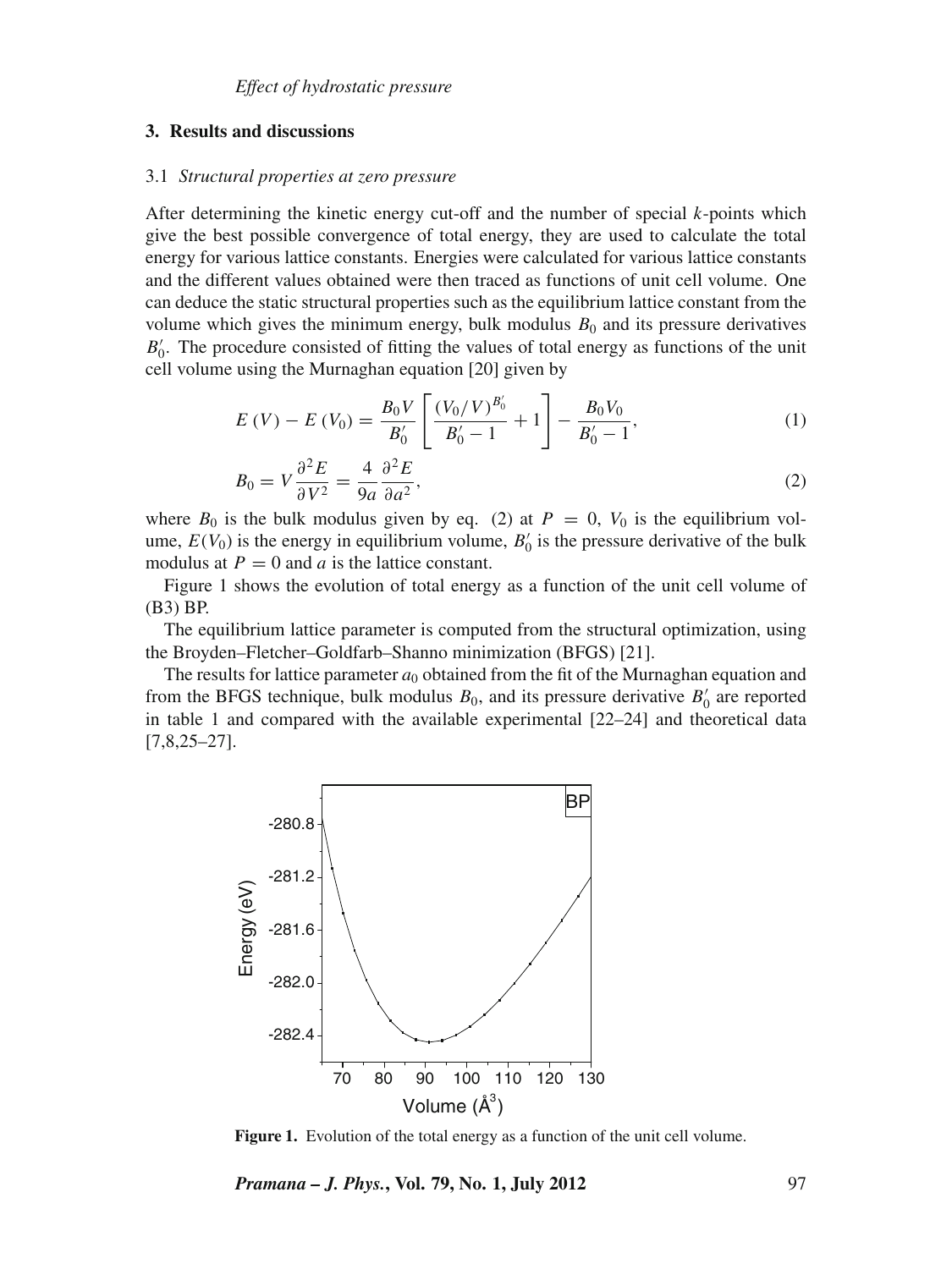## 3. Results and discussions

### 3.1 *Structural properties at zero pressure*

After determining the kinetic energy cut-off and the number of special $k$-points which give the best possible convergence of total energy, they are used to calculate the total energy for various lattice constants. Energies were calculated for various lattice constants and the different values obtained were then traced as functions of unit cell volume. One can deduce the static structural properties such as the equilibrium lattice constant from the volume which gives the minimum energy, bulk modulus $B_0$ and its pressure derivatives $B_0'$. The procedure consisted of fitting the values of total energy as functions of the unit cell volume using the Murnaghan equation [20] given by

$$E(V) - E(V_0) = \frac{B_0 V}{B_0'}\left[\frac{(V_0/V)^{B_0'}}{B_0' - 1} + 1\right] - \frac{B_0 V_0}{B_0' - 1}, \tag{1}$$

$$B_0 = V\frac{\partial^2 E}{\partial V^2} = \frac{4}{9a}\frac{\partial^2 E}{\partial a^2}, \tag{2}$$

where $B_0$ is the bulk modulus given by eq. (2) at $P = 0$, $V_0$ is the equilibrium volume, $E(V_0)$ is the energy in equilibrium volume, $B_0'$ is the pressure derivative of the bulk modulus at $P = 0$ and $a$ is the lattice constant.

Figure 1 shows the evolution of total energy as a function of the unit cell volume of (B3) BP.

The equilibrium lattice parameter is computed from the structural optimization, using the Broyden–Fletcher–Goldfarb–Shanno minimization (BFGS) [21].

The results for lattice parameter $a_0$ obtained from the fit of the Murnaghan equation and from the BFGS technique, bulk modulus $B_0$, and its pressure derivative $B_0'$ are reported in table 1 and compared with the available experimental [22–24] and theoretical data [7,8,25–27].

**Figure 1.** Evolution of the total energy as a function of the unit cell volume.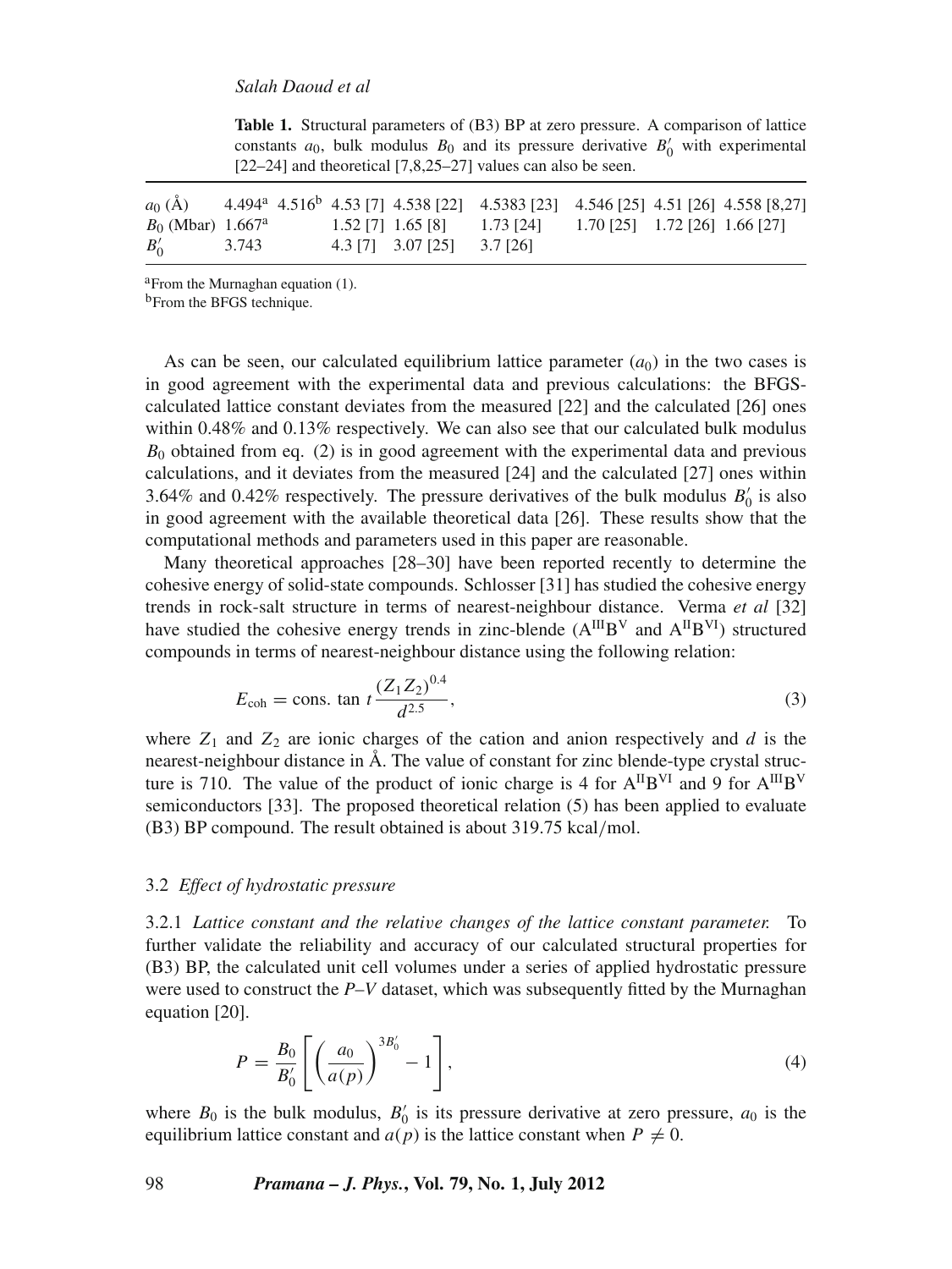**Table 1.** Structural parameters of (B3) BP at zero pressure. A comparison of lattice constants $a_0$, bulk modulus $B_0$ and its pressure derivative $B_0'$ with experimental [22–24] and theoretical [7,8,25–27] values can also be seen.

| | | | | | | | | |
|---|---|---|---|---|---|---|---|---|
| $a_0$ (Å) | 4.494[a] | 4.516[b] | 4.53 [7] | 4.538 [22] | 4.5383 [23] | 4.546 [25] | 4.51 [26] | 4.558 [8,27] |
| $B_0$ (Mbar) | 1.667[a] | | 1.52 [7] | 1.65 [8] | 1.73 [24] | 1.70 [25] | 1.72 [26] | 1.66 [27] |
| $B_0'$ | 3.743 | | 4.3 [7] | 3.07 [25] | 3.7 [26] | | | |

[a]From the Murnaghan equation (1).
[b]From the BFGS technique.

As can be seen, our calculated equilibrium lattice parameter ($a_0$) in the two cases is in good agreement with the experimental data and previous calculations: the BFGS-calculated lattice constant deviates from the measured [22] and the calculated [26] ones within 0.48% and 0.13% respectively. We can also see that our calculated bulk modulus $B_0$ obtained from eq. (2) is in good agreement with the experimental data and previous calculations, and it deviates from the measured [24] and the calculated [27] ones within 3.64% and 0.42% respectively. The pressure derivatives of the bulk modulus $B_0'$ is also in good agreement with the available theoretical data [26]. These results show that the computational methods and parameters used in this paper are reasonable.

Many theoretical approaches [28–30] have been reported recently to determine the cohesive energy of solid-state compounds. Schlosser [31] has studied the cohesive energy trends in rock-salt structure in terms of nearest-neighbour distance. Verma *et al* [32] have studied the cohesive energy trends in zinc-blende ($A^{III}B^{V}$ and $A^{II}B^{VI}$) structured compounds in terms of nearest-neighbour distance using the following relation:

$$E_{\text{coh}} = \text{cons. tan } t\,\frac{(Z_1 Z_2)^{0.4}}{d^{2.5}}, \tag{3}$$

where $Z_1$ and $Z_2$ are ionic charges of the cation and anion respectively and $d$ is the nearest-neighbour distance in Å. The value of constant for zinc blende-type crystal structure is 710. The value of the product of ionic charge is 4 for $A^{II}B^{VI}$ and 9 for $A^{III}B^{V}$ semiconductors [33]. The proposed theoretical relation (5) has been applied to evaluate (B3) BP compound. The result obtained is about 319.75 kcal/mol.

### 3.2 *Effect of hydrostatic pressure*

3.2.1 *Lattice constant and the relative changes of the lattice constant parameter.* To further validate the reliability and accuracy of our calculated structural properties for (B3) BP, the calculated unit cell volumes under a series of applied hydrostatic pressure were used to construct the *P*–*V* dataset, which was subsequently fitted by the Murnaghan equation [20].

$$P = \frac{B_0}{B_0'}\left[\left(\frac{a_0}{a(p)}\right)^{3B_0'} - 1\right], \tag{4}$$

where $B_0$ is the bulk modulus, $B_0'$ is its pressure derivative at zero pressure, $a_0$ is the equilibrium lattice constant and $a(p)$ is the lattice constant when $P \neq 0$.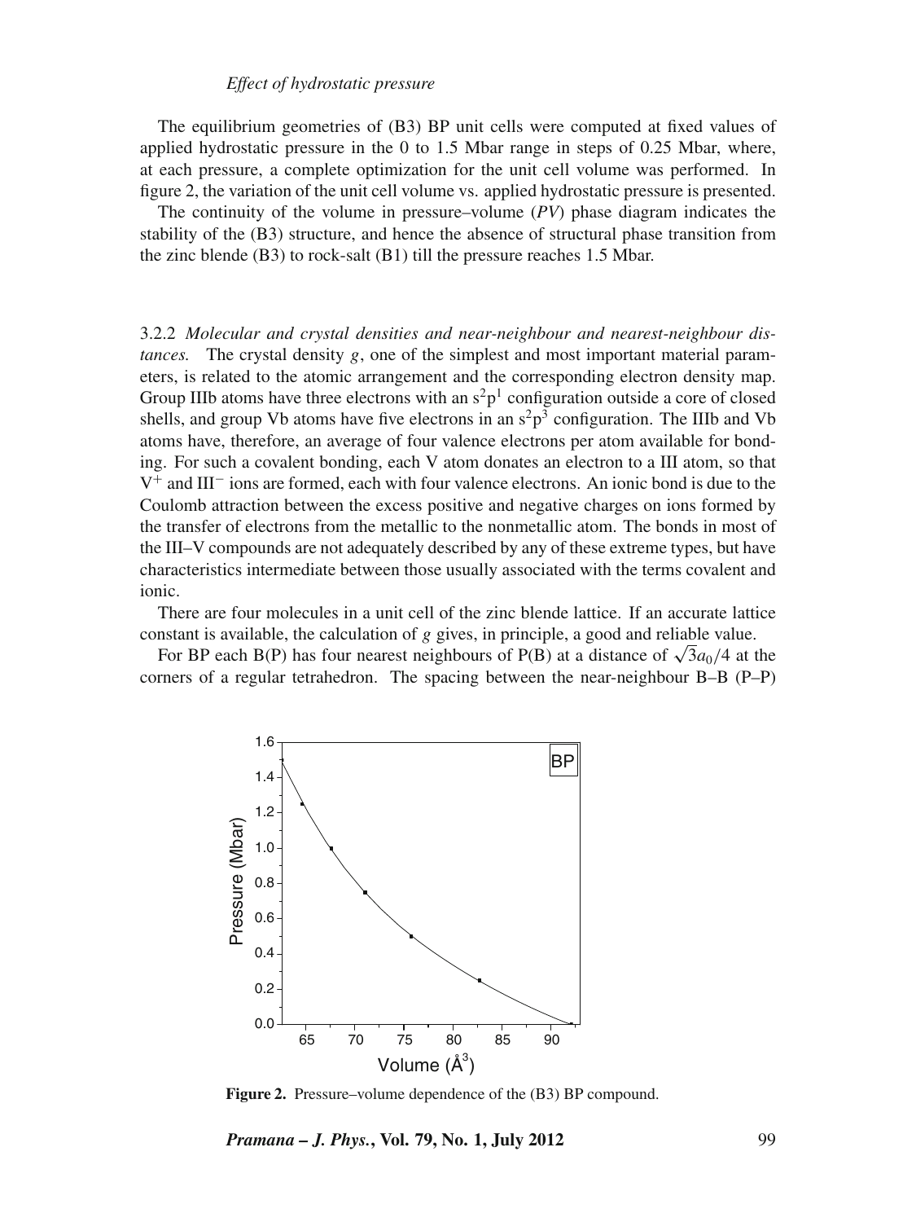The equilibrium geometries of (B3) BP unit cells were computed at fixed values of applied hydrostatic pressure in the 0 to 1.5 Mbar range in steps of 0.25 Mbar, where, at each pressure, a complete optimization for the unit cell volume was performed. In figure 2, the variation of the unit cell volume vs. applied hydrostatic pressure is presented.

The continuity of the volume in pressure–volume (*PV*) phase diagram indicates the stability of the (B3) structure, and hence the absence of structural phase transition from the zinc blende (B3) to rock-salt (B1) till the pressure reaches 1.5 Mbar.

3.2.2 *Molecular and crystal densities and near-neighbour and nearest-neighbour distances.* The crystal density $g$, one of the simplest and most important material parameters, is related to the atomic arrangement and the corresponding electron density map. Group IIIb atoms have three electrons with an $s^2p^1$ configuration outside a core of closed shells, and group Vb atoms have five electrons in an $s^2p^3$ configuration. The IIIb and Vb atoms have, therefore, an average of four valence electrons per atom available for bonding. For such a covalent bonding, each V atom donates an electron to a III atom, so that $V^+$ and $III^-$ ions are formed, each with four valence electrons. An ionic bond is due to the Coulomb attraction between the excess positive and negative charges on ions formed by the transfer of electrons from the metallic to the nonmetallic atom. The bonds in most of the III–V compounds are not adequately described by any of these extreme types, but have characteristics intermediate between those usually associated with the terms covalent and ionic.

There are four molecules in a unit cell of the zinc blende lattice. If an accurate lattice constant is available, the calculation of $g$ gives, in principle, a good and reliable value.

For BP each B(P) has four nearest neighbours of P(B) at a distance of $\sqrt{3}a_0/4$ at the corners of a regular tetrahedron. The spacing between the near-neighbour B–B (P–P)

**Figure 2.** Pressure–volume dependence of the (B3) BP compound.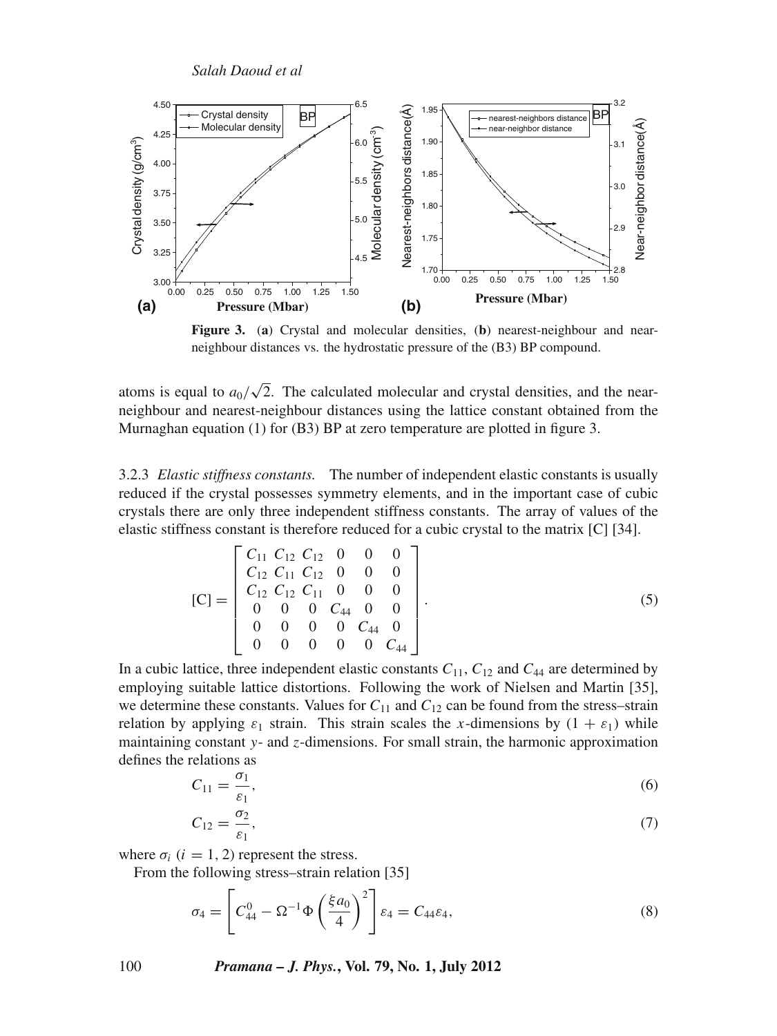**Figure 3.** (**a**) Crystal and molecular densities, (**b**) nearest-neighbour and near-neighbour distances vs. the hydrostatic pressure of the (B3) BP compound.

atoms is equal to $a_0/\sqrt{2}$. The calculated molecular and crystal densities, and the near-neighbour and nearest-neighbour distances using the lattice constant obtained from the Murnaghan equation (1) for (B3) BP at zero temperature are plotted in figure 3.

3.2.3 *Elastic stiffness constants.* The number of independent elastic constants is usually reduced if the crystal possesses symmetry elements, and in the important case of cubic crystals there are only three independent stiffness constants. The array of values of the elastic stiffness constant is therefore reduced for a cubic crystal to the matrix [C] [34].

$$[\mathrm{C}] = \begin{bmatrix} C_{11} & C_{12} & C_{12} & 0 & 0 & 0 \\ C_{12} & C_{11} & C_{12} & 0 & 0 & 0 \\ C_{12} & C_{12} & C_{11} & 0 & 0 & 0 \\ 0 & 0 & 0 & C_{44} & 0 & 0 \\ 0 & 0 & 0 & 0 & C_{44} & 0 \\ 0 & 0 & 0 & 0 & 0 & C_{44} \end{bmatrix}. \tag{5}$$

In a cubic lattice, three independent elastic constants $C_{11}$, $C_{12}$ and $C_{44}$ are determined by employing suitable lattice distortions. Following the work of Nielsen and Martin [35], we determine these constants. Values for $C_{11}$ and $C_{12}$ can be found from the stress–strain relation by applying $\varepsilon_1$ strain. This strain scales the $x$-dimensions by $(1 + \varepsilon_1)$ while maintaining constant $y$- and $z$-dimensions. For small strain, the harmonic approximation defines the relations as

$$C_{11} = \frac{\sigma_1}{\varepsilon_1}, \tag{6}$$

$$C_{12} = \frac{\sigma_2}{\varepsilon_1}, \tag{7}$$

where $\sigma_i$ $(i = 1, 2)$ represent the stress.

From the following stress–strain relation [35]

$$\sigma_4 = \left[ C_{44}^0 - \Omega^{-1} \Phi \left( \frac{\xi a_0}{4} \right)^2 \right] \varepsilon_4 = C_{44} \varepsilon_4, \tag{8}$$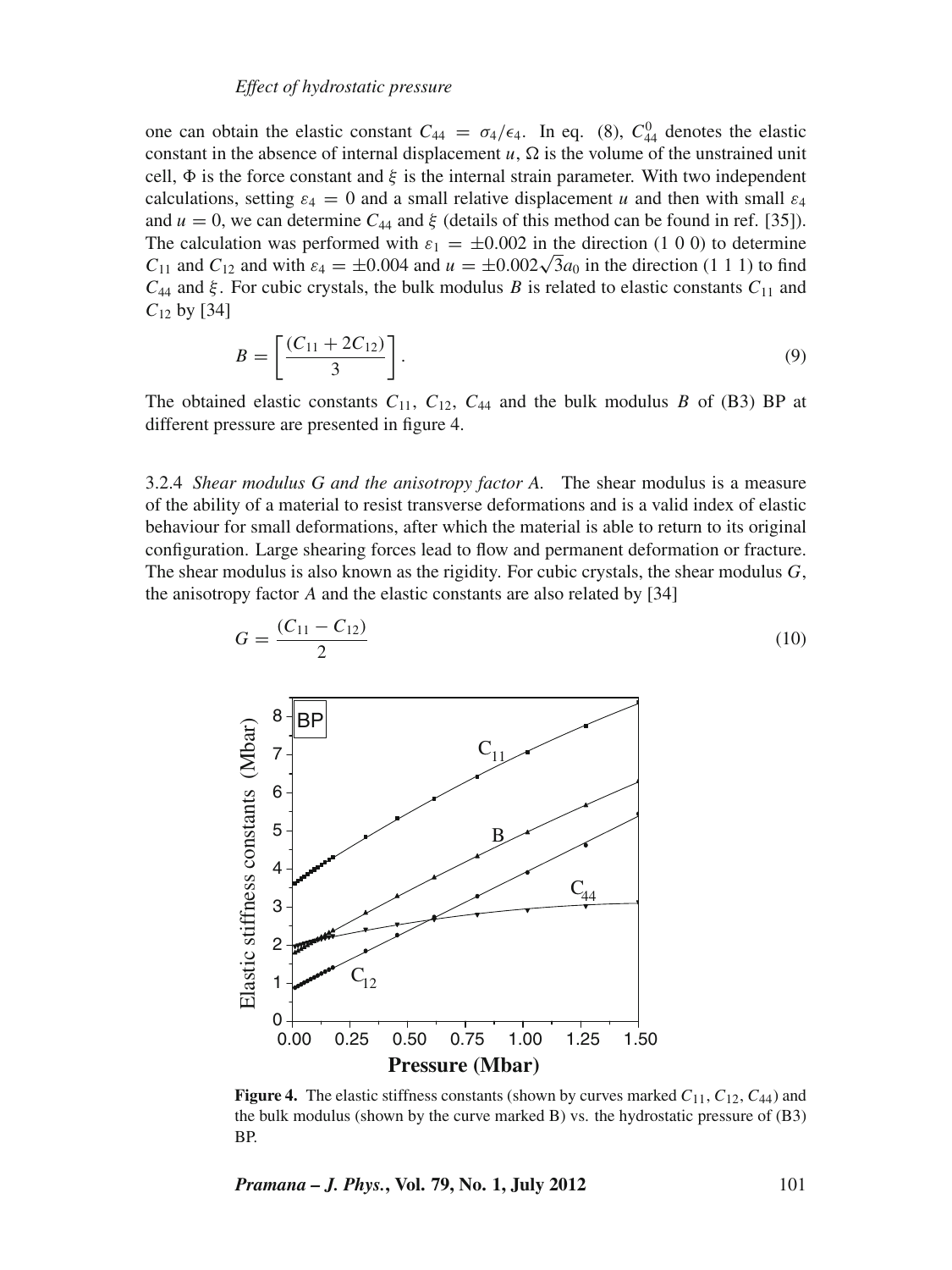one can obtain the elastic constant $C_{44} = \sigma_4/\epsilon_4$. In eq. (8), $C_{44}^0$ denotes the elastic constant in the absence of internal displacement $u$, $\Omega$ is the volume of the unstrained unit cell, $\Phi$ is the force constant and $\xi$ is the internal strain parameter. With two independent calculations, setting $\varepsilon_4 = 0$ and a small relative displacement $u$ and then with small $\varepsilon_4$ and $u = 0$, we can determine $C_{44}$ and $\xi$ (details of this method can be found in ref. [35]). The calculation was performed with $\varepsilon_1 = \pm 0.002$ in the direction (1 0 0) to determine $C_{11}$ and $C_{12}$ and with $\varepsilon_4 = \pm 0.004$ and $u = \pm 0.002\sqrt{3}a_0$ in the direction (1 1 1) to find $C_{44}$ and $\xi$. For cubic crystals, the bulk modulus $B$ is related to elastic constants $C_{11}$ and $C_{12}$ by [34]

$$B = \left[ \frac{(C_{11} + 2C_{12})}{3} \right]. \tag{9}$$

The obtained elastic constants $C_{11}$, $C_{12}$, $C_{44}$ and the bulk modulus $B$ of (B3) BP at different pressure are presented in figure 4.

3.2.4 *Shear modulus G and the anisotropy factor A.* The shear modulus is a measure of the ability of a material to resist transverse deformations and is a valid index of elastic behaviour for small deformations, after which the material is able to return to its original configuration. Large shearing forces lead to flow and permanent deformation or fracture. The shear modulus is also known as the rigidity. For cubic crystals, the shear modulus $G$, the anisotropy factor $A$ and the elastic constants are also related by [34]

$$G = \frac{(C_{11} - C_{12})}{2} \tag{10}$$

**Figure 4.** The elastic stiffness constants (shown by curves marked $C_{11}$, $C_{12}$, $C_{44}$) and the bulk modulus (shown by the curve marked B) vs. the hydrostatic pressure of (B3) BP.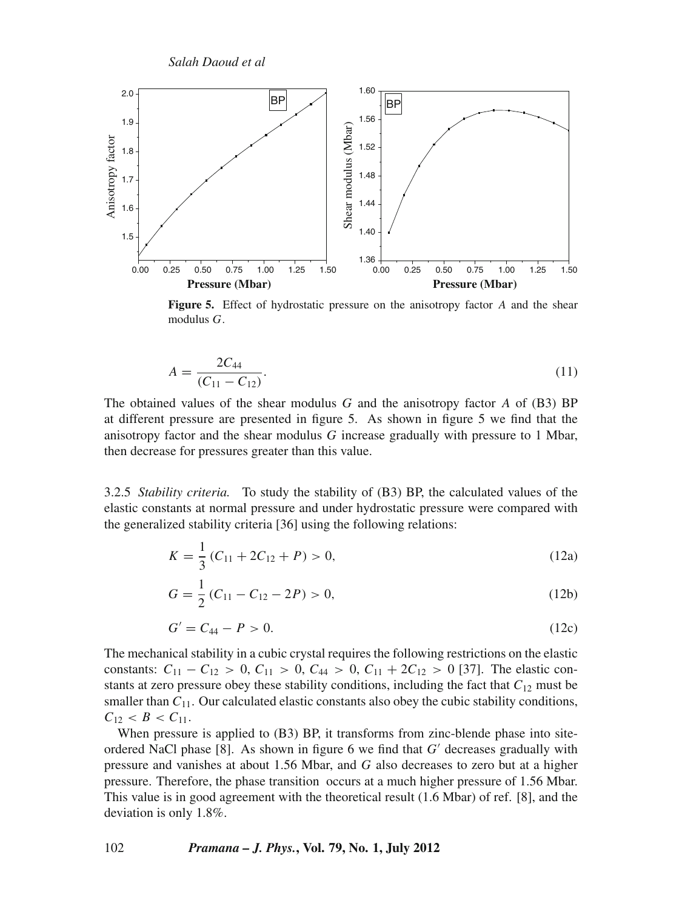**Figure 5.** Effect of hydrostatic pressure on the anisotropy factor $A$ and the shear modulus $G$.

$$A = \frac{2C_{44}}{(C_{11} - C_{12})}. \tag{11}$$

The obtained values of the shear modulus $G$ and the anisotropy factor $A$ of (B3) BP at different pressure are presented in figure 5. As shown in figure 5 we find that the anisotropy factor and the shear modulus $G$ increase gradually with pressure to 1 Mbar, then decrease for pressures greater than this value.

3.2.5 *Stability criteria.* To study the stability of (B3) BP, the calculated values of the elastic constants at normal pressure and under hydrostatic pressure were compared with the generalized stability criteria [36] using the following relations:

$$K = \frac{1}{3}(C_{11} + 2C_{12} + P) > 0, \tag{12a}$$

$$G = \frac{1}{2}(C_{11} - C_{12} - 2P) > 0, \tag{12b}$$

$$G' = C_{44} - P > 0. \tag{12c}$$

The mechanical stability in a cubic crystal requires the following restrictions on the elastic constants: $C_{11} - C_{12} > 0$, $C_{11} > 0$, $C_{44} > 0$, $C_{11} + 2C_{12} > 0$ [37]. The elastic constants at zero pressure obey these stability conditions, including the fact that $C_{12}$ must be smaller than $C_{11}$. Our calculated elastic constants also obey the cubic stability conditions, $C_{12} < B < C_{11}$.

When pressure is applied to (B3) BP, it transforms from zinc-blende phase into site-ordered NaCl phase [8]. As shown in figure 6 we find that $G'$ decreases gradually with pressure and vanishes at about 1.56 Mbar, and $G$ also decreases to zero but at a higher pressure. Therefore, the phase transition occurs at a much higher pressure of 1.56 Mbar. This value is in good agreement with the theoretical result (1.6 Mbar) of ref. [8], and the deviation is only 1.8%.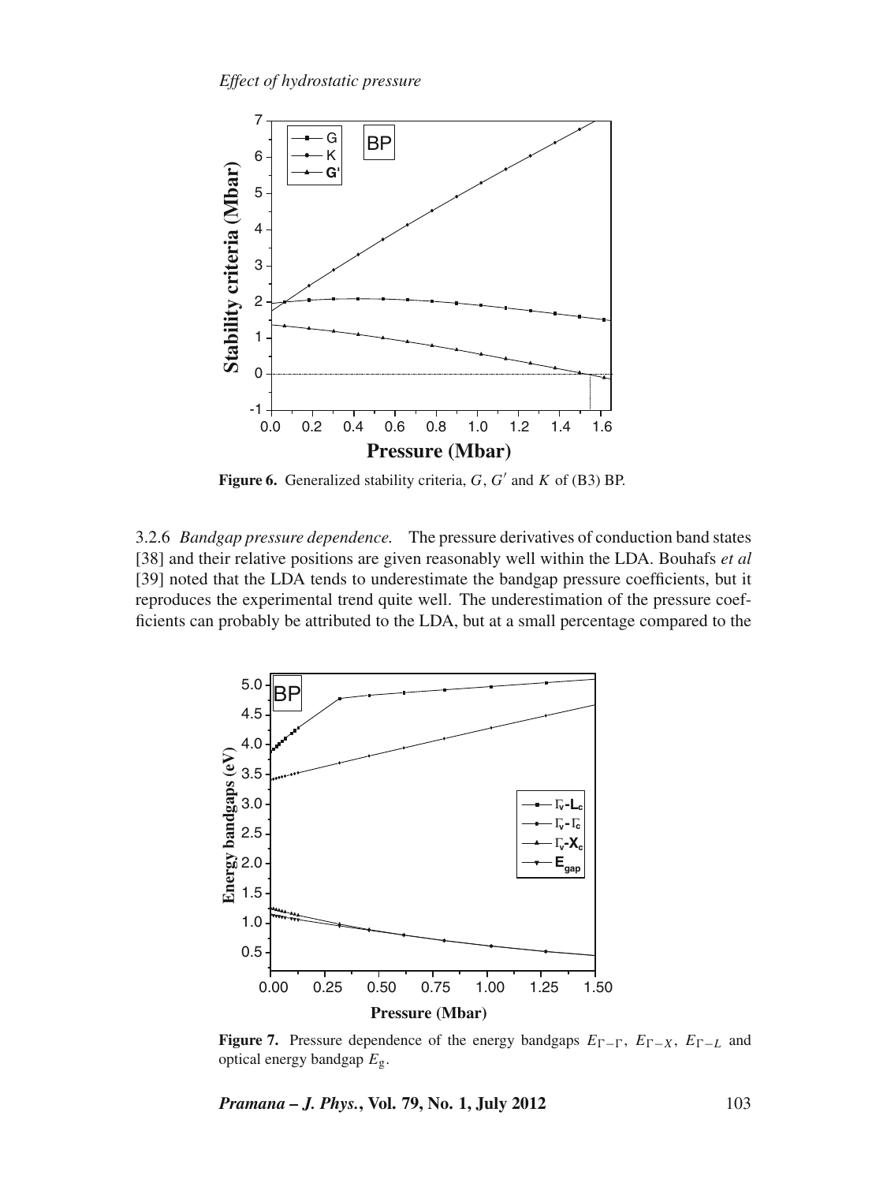**Figure 6.** Generalized stability criteria, $G$, $G'$ and $K$ of (B3) BP.

3.2.6 *Bandgap pressure dependence.* The pressure derivatives of conduction band states [38] and their relative positions are given reasonably well within the LDA. Bouhafs *et al* [39] noted that the LDA tends to underestimate the bandgap pressure coefficients, but it reproduces the experimental trend quite well. The underestimation of the pressure coefficients can probably be attributed to the LDA, but at a small percentage compared to the

**Figure 7.** Pressure dependence of the energy bandgaps $E_{\Gamma-\Gamma}$, $E_{\Gamma-X}$, $E_{\Gamma-L}$ and optical energy bandgap $E_{\mathrm{g}}$.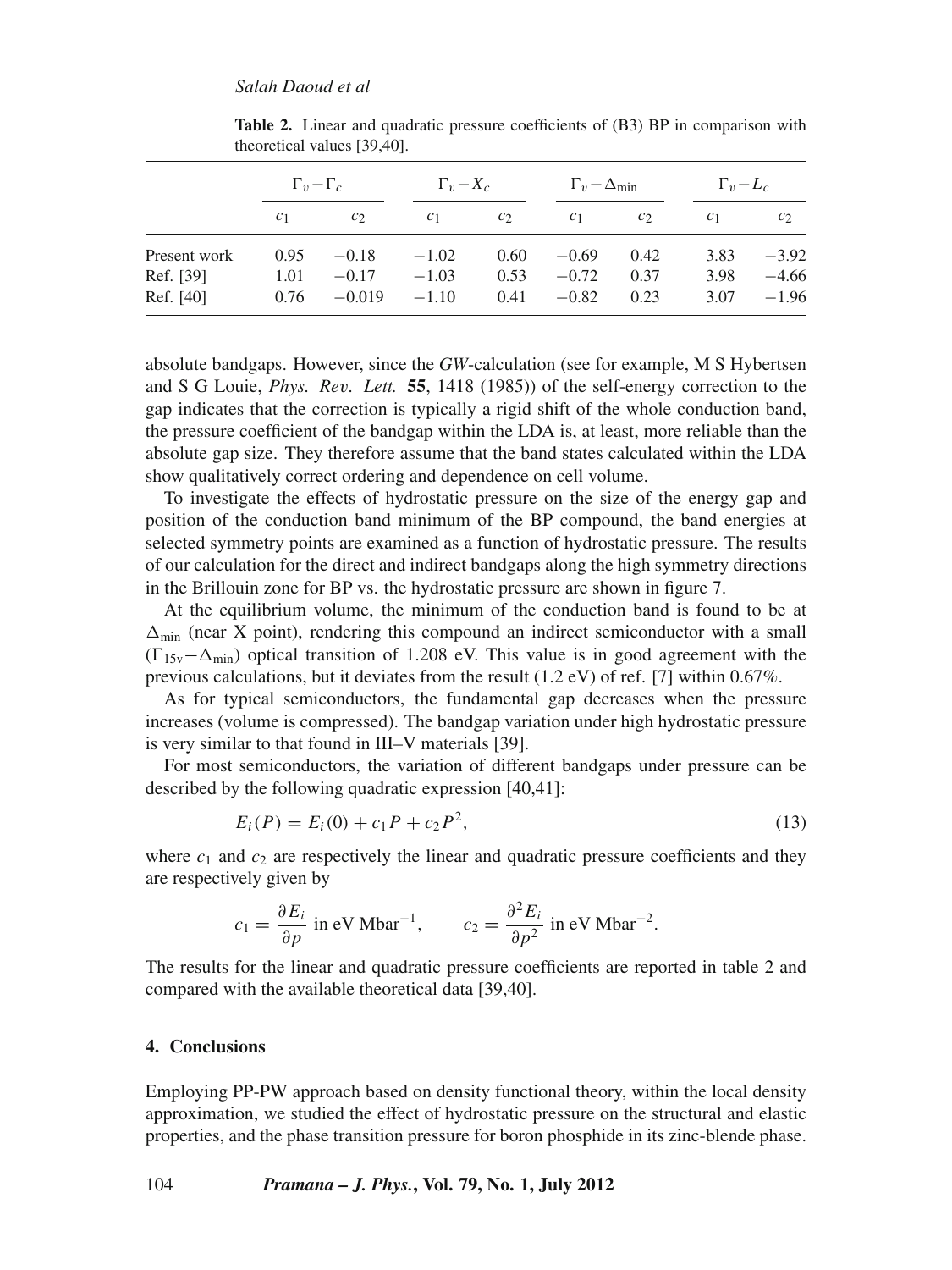**Table 2.** Linear and quadratic pressure coefficients of (B3) BP in comparison with theoretical values [39,40].

| | $\Gamma_v - \Gamma_c$ | | $\Gamma_v - X_c$ | | $\Gamma_v - \Delta_{\min}$ | | $\Gamma_v - L_c$ | |
|---|---|---|---|---|---|---|---|---|
| | $c_1$ | $c_2$ | $c_1$ | $c_2$ | $c_1$ | $c_2$ | $c_1$ | $c_2$ |
| Present work | 0.95 | −0.18 | −1.02 | 0.60 | −0.69 | 0.42 | 3.83 | −3.92 |
| Ref. [39] | 1.01 | −0.17 | −1.03 | 0.53 | −0.72 | 0.37 | 3.98 | −4.66 |
| Ref. [40] | 0.76 | −0.019 | −1.10 | 0.41 | −0.82 | 0.23 | 3.07 | −1.96 |

absolute bandgaps. However, since the *GW*-calculation (see for example, M S Hybertsen and S G Louie, *Phys. Rev. Lett.* **55**, 1418 (1985)) of the self-energy correction to the gap indicates that the correction is typically a rigid shift of the whole conduction band, the pressure coefficient of the bandgap within the LDA is, at least, more reliable than the absolute gap size. They therefore assume that the band states calculated within the LDA show qualitatively correct ordering and dependence on cell volume.

To investigate the effects of hydrostatic pressure on the size of the energy gap and position of the conduction band minimum of the BP compound, the band energies at selected symmetry points are examined as a function of hydrostatic pressure. The results of our calculation for the direct and indirect bandgaps along the high symmetry directions in the Brillouin zone for BP vs. the hydrostatic pressure are shown in figure 7.

At the equilibrium volume, the minimum of the conduction band is found to be at $\Delta_{\min}$ (near X point), rendering this compound an indirect semiconductor with a small ($\Gamma_{15v} - \Delta_{\min}$) optical transition of 1.208 eV. This value is in good agreement with the previous calculations, but it deviates from the result (1.2 eV) of ref. [7] within 0.67%.

As for typical semiconductors, the fundamental gap decreases when the pressure increases (volume is compressed). The bandgap variation under high hydrostatic pressure is very similar to that found in III–V materials [39].

For most semiconductors, the variation of different bandgaps under pressure can be described by the following quadratic expression [40,41]:

$$E_i(P) = E_i(0) + c_1 P + c_2 P^2, \tag{13}$$

where $c_1$ and $c_2$ are respectively the linear and quadratic pressure coefficients and they are respectively given by

$$c_1 = \frac{\partial E_i}{\partial p} \text{ in eV Mbar}^{-1}, \qquad c_2 = \frac{\partial^2 E_i}{\partial p^2} \text{ in eV Mbar}^{-2}.$$

The results for the linear and quadratic pressure coefficients are reported in table 2 and compared with the available theoretical data [39,40].

## 4. Conclusions

Employing PP-PW approach based on density functional theory, within the local density approximation, we studied the effect of hydrostatic pressure on the structural and elastic properties, and the phase transition pressure for boron phosphide in its zinc-blende phase.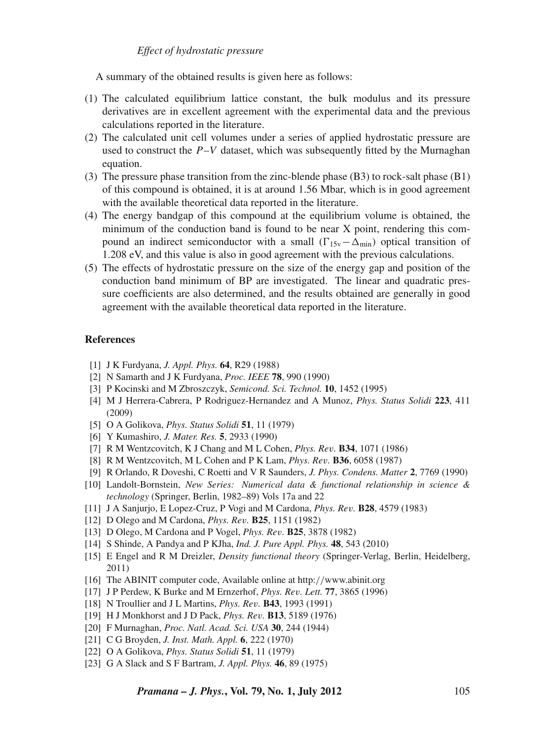A summary of the obtained results is given here as follows:

(1) The calculated equilibrium lattice constant, the bulk modulus and its pressure derivatives are in excellent agreement with the experimental data and the previous calculations reported in the literature.
(2) The calculated unit cell volumes under a series of applied hydrostatic pressure are used to construct the $P$–$V$ dataset, which was subsequently fitted by the Murnaghan equation.
(3) The pressure phase transition from the zinc-blende phase (B3) to rock-salt phase (B1) of this compound is obtained, it is at around 1.56 Mbar, which is in good agreement with the available theoretical data reported in the literature.
(4) The energy bandgap of this compound at the equilibrium volume is obtained, the minimum of the conduction band is found to be near X point, rendering this compound an indirect semiconductor with a small ($\Gamma_{15v} - \Delta_{min}$) optical transition of 1.208 eV, and this value is also in good agreement with the previous calculations.
(5) The effects of hydrostatic pressure on the size of the energy gap and position of the conduction band minimum of BP are investigated. The linear and quadratic pressure coefficients are also determined, and the results obtained are generally in good agreement with the available theoretical data reported in the literature.

## References

[1] J K Furdyana, *J. Appl. Phys.* **64**, R29 (1988)
[2] N Samarth and J K Furdyana, *Proc. IEEE* **78**, 990 (1990)
[3] P Kocinski and M Zbroszczyk, *Semicond. Sci. Technol.* **10**, 1452 (1995)
[4] M J Herrera-Cabrera, P Rodriguez-Hernandez and A Munoz, *Phys. Status Solidi* **223**, 411 (2009)
[5] O A Golikova, *Phys. Status Solidi* **51**, 11 (1979)
[6] Y Kumashiro, *J. Mater. Res.* **5**, 2933 (1990)
[7] R M Wentzcovitch, K J Chang and M L Cohen, *Phys. Rev.* **B34**, 1071 (1986)
[8] R M Wentzcovitch, M L Cohen and P K Lam, *Phys. Rev.* **B36**, 6058 (1987)
[9] R Orlando, R Doveshi, C Roetti and V R Saunders, *J. Phys. Condens. Matter* **2**, 7769 (1990)
[10] Landolt-Bornstein, *New Series: Numerical data & functional relationship in science & technology* (Springer, Berlin, 1982–89) Vols 17a and 22
[11] J A Sanjurjo, E Lopez-Cruz, P Vogi and M Cardona, *Phys. Rev.* **B28**, 4579 (1983)
[12] D Olego and M Cardona, *Phys. Rev.* **B25**, 1151 (1982)
[13] D Olego, M Cardona and P Vogel, *Phys. Rev.* **B25**, 3878 (1982)
[14] S Shinde, A Pandya and P KJha, *Ind. J. Pure Appl. Phys.* **48**, 543 (2010)
[15] E Engel and R M Dreizler, *Density functional theory* (Springer-Verlag, Berlin, Heidelberg, 2011)
[16] The ABINIT computer code, Available online at http://www.abinit.org
[17] J P Perdew, K Burke and M Ernzerhof, *Phys. Rev. Lett.* **77**, 3865 (1996)
[18] N Troullier and J L Martins, *Phys. Rev.* **B43**, 1993 (1991)
[19] H J Monkhorst and J D Pack, *Phys. Rev.* **B13**, 5189 (1976)
[20] F Murnaghan, *Proc. Natl. Acad. Sci. USA* **30**, 244 (1944)
[21] C G Broyden, *J. Inst. Math. Appl.* **6**, 222 (1970)
[22] O A Golikova, *Phys. Status Solidi* **51**, 11 (1979)
[23] G A Slack and S F Bartram, *J. Appl. Phys.* **46**, 89 (1975)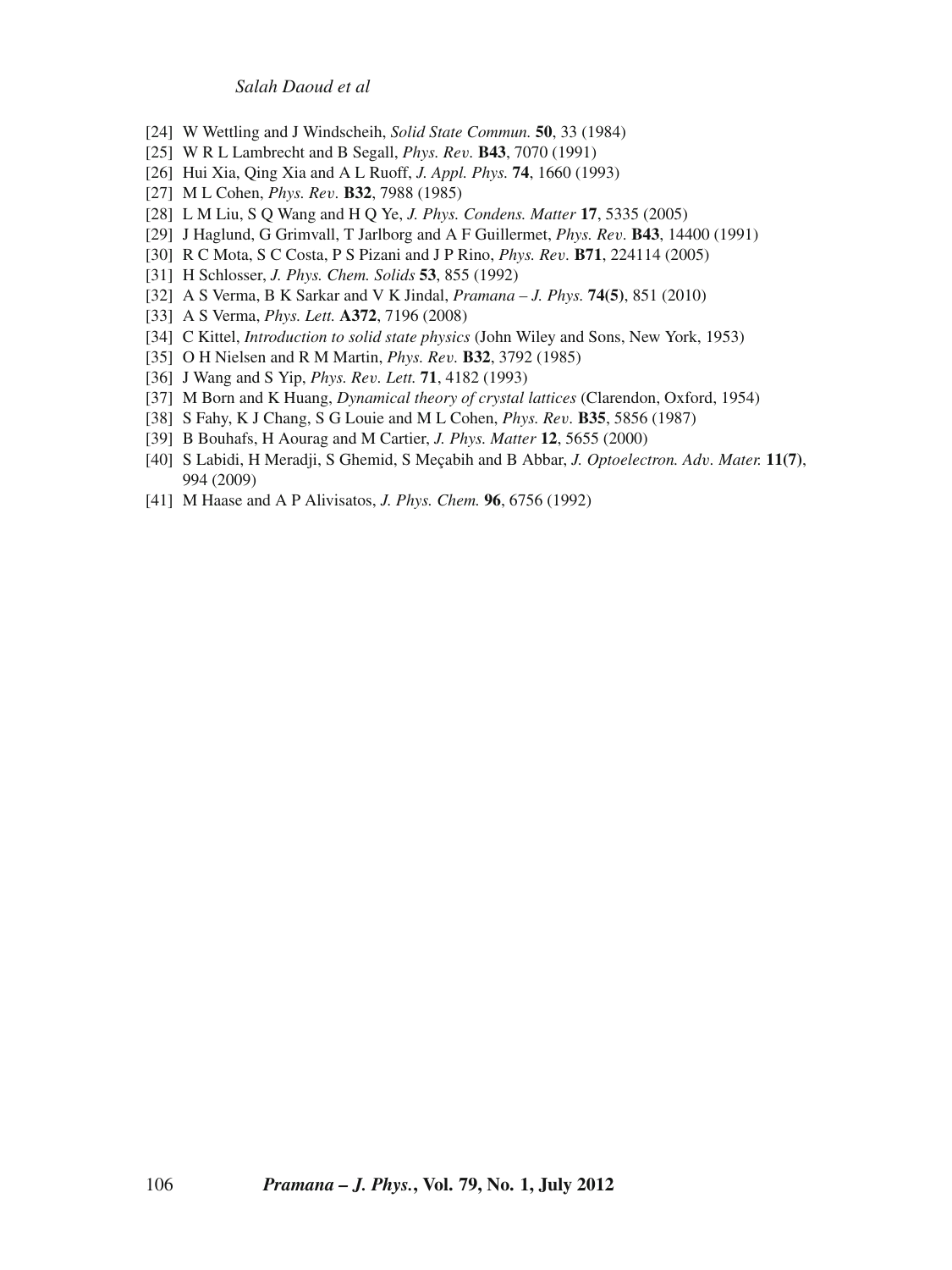[24] W Wettling and J Windscheih, *Solid State Commun.* **50**, 33 (1984)

[25] W R L Lambrecht and B Segall, *Phys. Rev.* **B43**, 7070 (1991)

[26] Hui Xia, Qing Xia and A L Ruoff, *J. Appl. Phys.* **74**, 1660 (1993)

[27] M L Cohen, *Phys. Rev.* **B32**, 7988 (1985)

[28] L M Liu, S Q Wang and H Q Ye, *J. Phys. Condens. Matter* **17**, 5335 (2005)

[29] J Haglund, G Grimvall, T Jarlborg and A F Guillermet, *Phys. Rev.* **B43**, 14400 (1991)

[30] R C Mota, S C Costa, P S Pizani and J P Rino, *Phys. Rev.* **B71**, 224114 (2005)

[31] H Schlosser, *J. Phys. Chem. Solids* **53**, 855 (1992)

[32] A S Verma, B K Sarkar and V K Jindal, *Pramana – J. Phys.* **74(5)**, 851 (2010)

[33] A S Verma, *Phys. Lett.* **A372**, 7196 (2008)

[34] C Kittel, *Introduction to solid state physics* (John Wiley and Sons, New York, 1953)

[35] O H Nielsen and R M Martin, *Phys. Rev.* **B32**, 3792 (1985)

[36] J Wang and S Yip, *Phys. Rev. Lett.* **71**, 4182 (1993)

[37] M Born and K Huang, *Dynamical theory of crystal lattices* (Clarendon, Oxford, 1954)

[38] S Fahy, K J Chang, S G Louie and M L Cohen, *Phys. Rev.* **B35**, 5856 (1987)

[39] B Bouhafs, H Aourag and M Cartier, *J. Phys. Matter* **12**, 5655 (2000)

[40] S Labidi, H Meradji, S Ghemid, S Meçabih and B Abbar, *J. Optoelectron. Adv. Mater.* **11(7)**, 994 (2009)

[41] M Haase and A P Alivisatos, *J. Phys. Chem.* **96**, 6756 (1992)